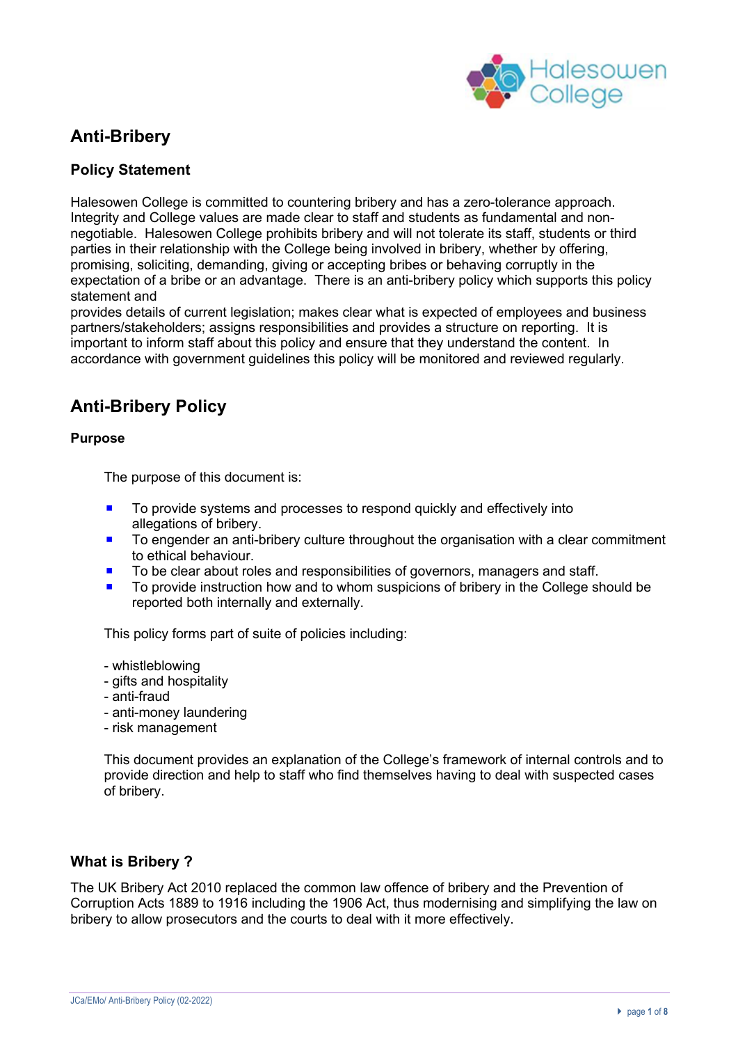# Anti-Bribery

## Policy Statement

Halesowen College is committed to countering bribery and has a zero-tolerance approach. Integrity and College values are made clear to staff and students as fundamental and non-negotiable. Halesowen College prohibits bribery and will not tolerate its staff, students or third parties in their relationship with the College being involved in bribery, whether by offering, promising, soliciting, demanding, giving or accepting bribes or behaving corruptly in the expectation of a bribe or an advantage. There is an anti-bribery policy which supports this policy statement and
provides details of current legislation; makes clear what is expected of employees and business partners/stakeholders; assigns responsibilities and provides a structure on reporting. It is important to inform staff about this policy and ensure that they understand the content. In accordance with government guidelines this policy will be monitored and reviewed regularly.

# Anti-Bribery Policy

## Purpose

The purpose of this document is:

- To provide systems and processes to respond quickly and effectively into allegations of bribery.
- To engender an anti-bribery culture throughout the organisation with a clear commitment to ethical behaviour.
- To be clear about roles and responsibilities of governors, managers and staff.
- To provide instruction how and to whom suspicions of bribery in the College should be reported both internally and externally.

This policy forms part of suite of policies including:

- whistleblowing
- gifts and hospitality
- anti-fraud
- anti-money laundering
- risk management

This document provides an explanation of the College's framework of internal controls and to provide direction and help to staff who find themselves having to deal with suspected cases of bribery.

## What is Bribery ?

The UK Bribery Act 2010 replaced the common law offence of bribery and the Prevention of Corruption Acts 1889 to 1916 including the 1906 Act, thus modernising and simplifying the law on bribery to allow prosecutors and the courts to deal with it more effectively.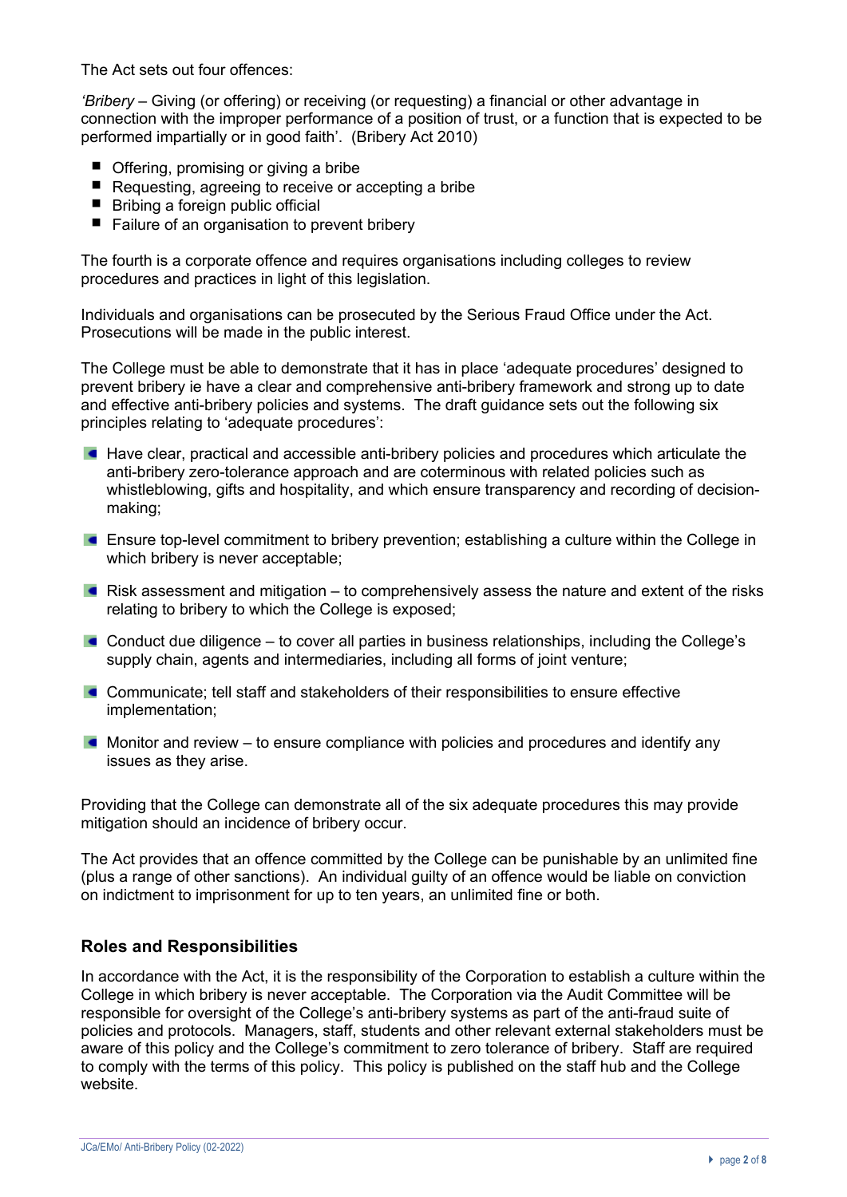The Act sets out four offences:

*'Bribery* – Giving (or offering) or receiving (or requesting) a financial or other advantage in connection with the improper performance of a position of trust, or a function that is expected to be performed impartially or in good faith'. (Bribery Act 2010)

- Offering, promising or giving a bribe
- Requesting, agreeing to receive or accepting a bribe
- Bribing a foreign public official
- Failure of an organisation to prevent bribery

The fourth is a corporate offence and requires organisations including colleges to review procedures and practices in light of this legislation.

Individuals and organisations can be prosecuted by the Serious Fraud Office under the Act. Prosecutions will be made in the public interest.

The College must be able to demonstrate that it has in place 'adequate procedures' designed to prevent bribery ie have a clear and comprehensive anti-bribery framework and strong up to date and effective anti-bribery policies and systems. The draft guidance sets out the following six principles relating to 'adequate procedures':

- Have clear, practical and accessible anti-bribery policies and procedures which articulate the anti-bribery zero-tolerance approach and are coterminous with related policies such as whistleblowing, gifts and hospitality, and which ensure transparency and recording of decision-making;
- Ensure top-level commitment to bribery prevention; establishing a culture within the College in which bribery is never acceptable;
- Risk assessment and mitigation – to comprehensively assess the nature and extent of the risks relating to bribery to which the College is exposed;
- Conduct due diligence – to cover all parties in business relationships, including the College's supply chain, agents and intermediaries, including all forms of joint venture;
- Communicate; tell staff and stakeholders of their responsibilities to ensure effective implementation;
- Monitor and review – to ensure compliance with policies and procedures and identify any issues as they arise.

Providing that the College can demonstrate all of the six adequate procedures this may provide mitigation should an incidence of bribery occur.

The Act provides that an offence committed by the College can be punishable by an unlimited fine (plus a range of other sanctions). An individual guilty of an offence would be liable on conviction on indictment to imprisonment for up to ten years, an unlimited fine or both.

## Roles and Responsibilities

In accordance with the Act, it is the responsibility of the Corporation to establish a culture within the College in which bribery is never acceptable. The Corporation via the Audit Committee will be responsible for oversight of the College's anti-bribery systems as part of the anti-fraud suite of policies and protocols. Managers, staff, students and other relevant external stakeholders must be aware of this policy and the College's commitment to zero tolerance of bribery. Staff are required to comply with the terms of this policy. This policy is published on the staff hub and the College website.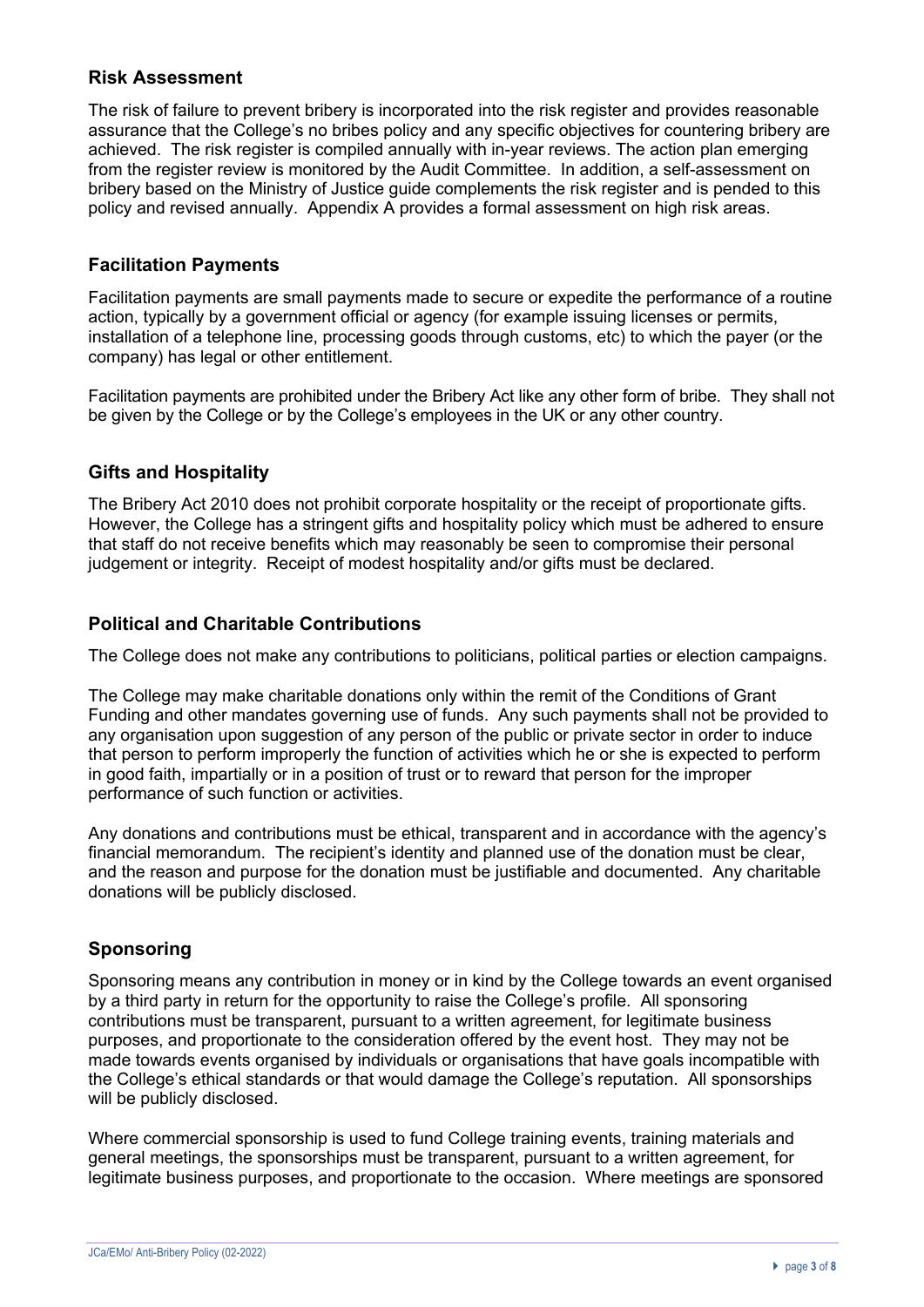## Risk Assessment

The risk of failure to prevent bribery is incorporated into the risk register and provides reasonable assurance that the College's no bribes policy and any specific objectives for countering bribery are achieved. The risk register is compiled annually with in-year reviews. The action plan emerging from the register review is monitored by the Audit Committee. In addition, a self-assessment on bribery based on the Ministry of Justice guide complements the risk register and is pended to this policy and revised annually. Appendix A provides a formal assessment on high risk areas.

## Facilitation Payments

Facilitation payments are small payments made to secure or expedite the performance of a routine action, typically by a government official or agency (for example issuing licenses or permits, installation of a telephone line, processing goods through customs, etc) to which the payer (or the company) has legal or other entitlement.

Facilitation payments are prohibited under the Bribery Act like any other form of bribe. They shall not be given by the College or by the College's employees in the UK or any other country.

## Gifts and Hospitality

The Bribery Act 2010 does not prohibit corporate hospitality or the receipt of proportionate gifts. However, the College has a stringent gifts and hospitality policy which must be adhered to ensure that staff do not receive benefits which may reasonably be seen to compromise their personal judgement or integrity. Receipt of modest hospitality and/or gifts must be declared.

## Political and Charitable Contributions

The College does not make any contributions to politicians, political parties or election campaigns.

The College may make charitable donations only within the remit of the Conditions of Grant Funding and other mandates governing use of funds. Any such payments shall not be provided to any organisation upon suggestion of any person of the public or private sector in order to induce that person to perform improperly the function of activities which he or she is expected to perform in good faith, impartially or in a position of trust or to reward that person for the improper performance of such function or activities.

Any donations and contributions must be ethical, transparent and in accordance with the agency's financial memorandum. The recipient's identity and planned use of the donation must be clear, and the reason and purpose for the donation must be justifiable and documented. Any charitable donations will be publicly disclosed.

## Sponsoring

Sponsoring means any contribution in money or in kind by the College towards an event organised by a third party in return for the opportunity to raise the College's profile. All sponsoring contributions must be transparent, pursuant to a written agreement, for legitimate business purposes, and proportionate to the consideration offered by the event host. They may not be made towards events organised by individuals or organisations that have goals incompatible with the College's ethical standards or that would damage the College's reputation. All sponsorships will be publicly disclosed.

Where commercial sponsorship is used to fund College training events, training materials and general meetings, the sponsorships must be transparent, pursuant to a written agreement, for legitimate business purposes, and proportionate to the occasion. Where meetings are sponsored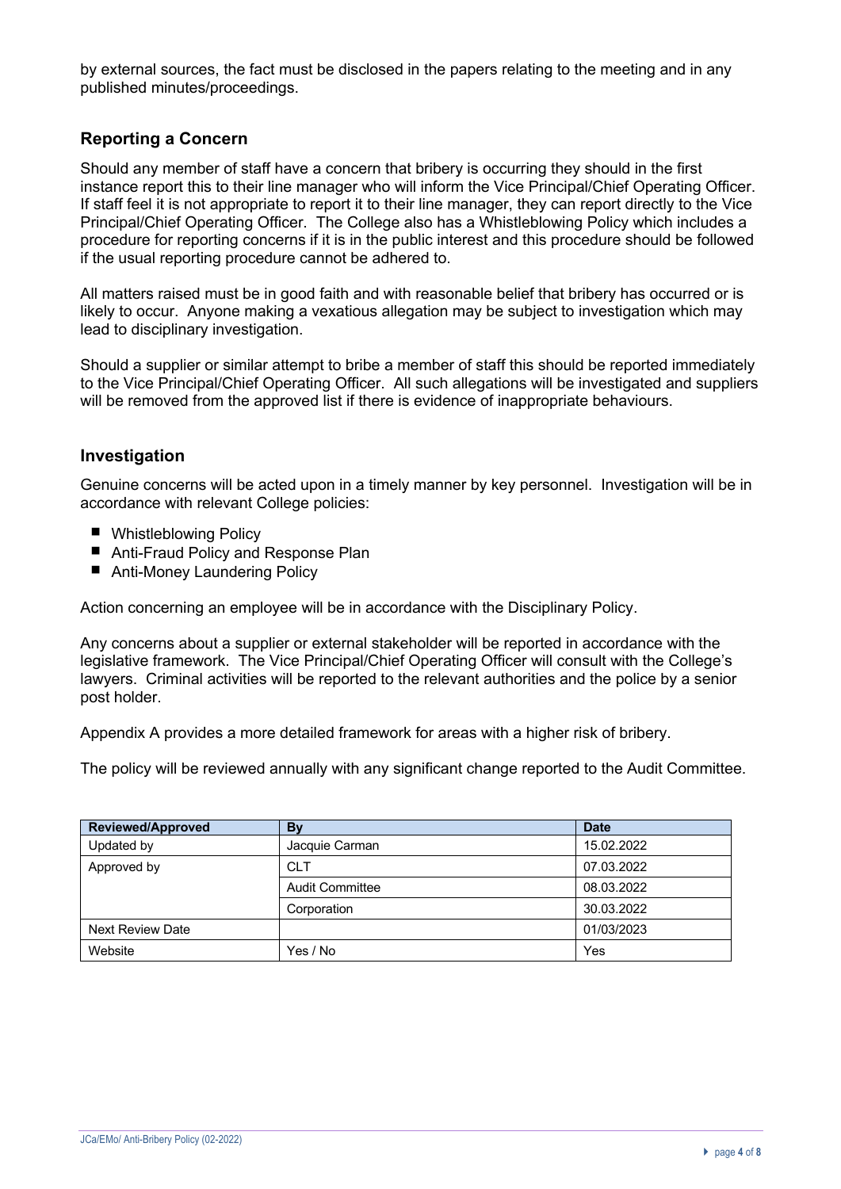by external sources, the fact must be disclosed in the papers relating to the meeting and in any published minutes/proceedings.

## Reporting a Concern

Should any member of staff have a concern that bribery is occurring they should in the first instance report this to their line manager who will inform the Vice Principal/Chief Operating Officer. If staff feel it is not appropriate to report it to their line manager, they can report directly to the Vice Principal/Chief Operating Officer. The College also has a Whistleblowing Policy which includes a procedure for reporting concerns if it is in the public interest and this procedure should be followed if the usual reporting procedure cannot be adhered to.

All matters raised must be in good faith and with reasonable belief that bribery has occurred or is likely to occur. Anyone making a vexatious allegation may be subject to investigation which may lead to disciplinary investigation.

Should a supplier or similar attempt to bribe a member of staff this should be reported immediately to the Vice Principal/Chief Operating Officer. All such allegations will be investigated and suppliers will be removed from the approved list if there is evidence of inappropriate behaviours.

## Investigation

Genuine concerns will be acted upon in a timely manner by key personnel. Investigation will be in accordance with relevant College policies:

- Whistleblowing Policy
- Anti-Fraud Policy and Response Plan
- Anti-Money Laundering Policy

Action concerning an employee will be in accordance with the Disciplinary Policy.

Any concerns about a supplier or external stakeholder will be reported in accordance with the legislative framework. The Vice Principal/Chief Operating Officer will consult with the College's lawyers. Criminal activities will be reported to the relevant authorities and the police by a senior post holder.

Appendix A provides a more detailed framework for areas with a higher risk of bribery.

The policy will be reviewed annually with any significant change reported to the Audit Committee.

| Reviewed/Approved | By | Date |
|---|---|---|
| Updated by | Jacquie Carman | 15.02.2022 |
| Approved by | CLT | 07.03.2022 |
| | Audit Committee | 08.03.2022 |
| | Corporation | 30.03.2022 |
| Next Review Date | | 01/03/2023 |
| Website | Yes / No | Yes |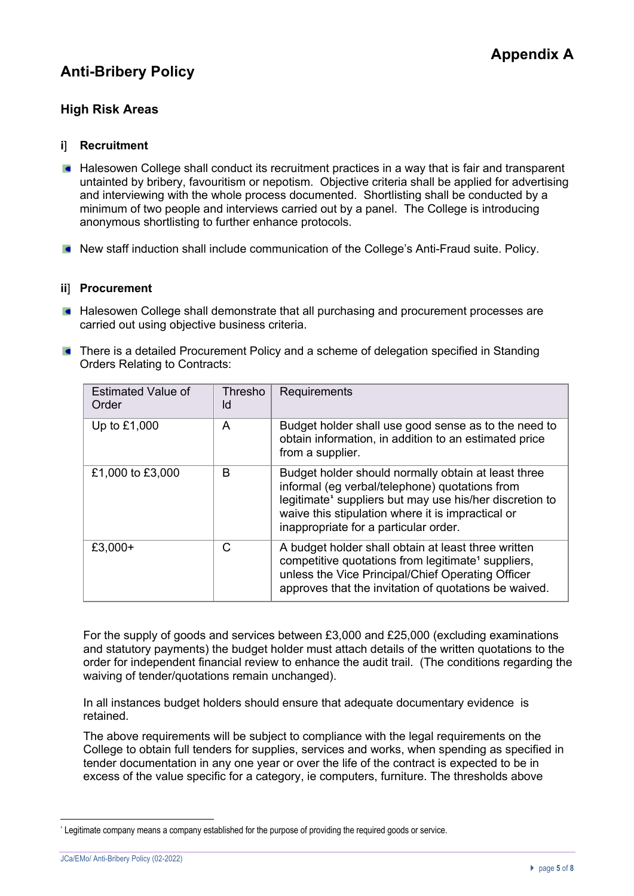# Appendix A

## Anti-Bribery Policy

### High Risk Areas

**i] Recruitment**

- Halesowen College shall conduct its recruitment practices in a way that is fair and transparent untainted by bribery, favouritism or nepotism. Objective criteria shall be applied for advertising and interviewing with the whole process documented. Shortlisting shall be conducted by a minimum of two people and interviews carried out by a panel. The College is introducing anonymous shortlisting to further enhance protocols.
- New staff induction shall include communication of the College's Anti-Fraud suite. Policy.

**ii] Procurement**

- Halesowen College shall demonstrate that all purchasing and procurement processes are carried out using objective business criteria.
- There is a detailed Procurement Policy and a scheme of delegation specified in Standing Orders Relating to Contracts:

| Estimated Value of Order | Threshold | Requirements |
|---|---|---|
| Up to £1,000 | A | Budget holder shall use good sense as to the need to obtain information, in addition to an estimated price from a supplier. |
| £1,000 to £3,000 | B | Budget holder should normally obtain at least three informal (eg verbal/telephone) quotations from legitimate[1] suppliers but may use his/her discretion to waive this stipulation where it is impractical or inappropriate for a particular order. |
| £3,000+ | C | A budget holder shall obtain at least three written competitive quotations from legitimate[1] suppliers, unless the Vice Principal/Chief Operating Officer approves that the invitation of quotations be waived. |

For the supply of goods and services between £3,000 and £25,000 (excluding examinations and statutory payments) the budget holder must attach details of the written quotations to the order for independent financial review to enhance the audit trail. (The conditions regarding the waiving of tender/quotations remain unchanged).

In all instances budget holders should ensure that adequate documentary evidence is retained.

The above requirements will be subject to compliance with the legal requirements on the College to obtain full tenders for supplies, services and works, when spending as specified in tender documentation in any one year or over the life of the contract is expected to be in excess of the value specific for a category, ie computers, furniture. The thresholds above

[1] Legitimate company means a company established for the purpose of providing the required goods or service.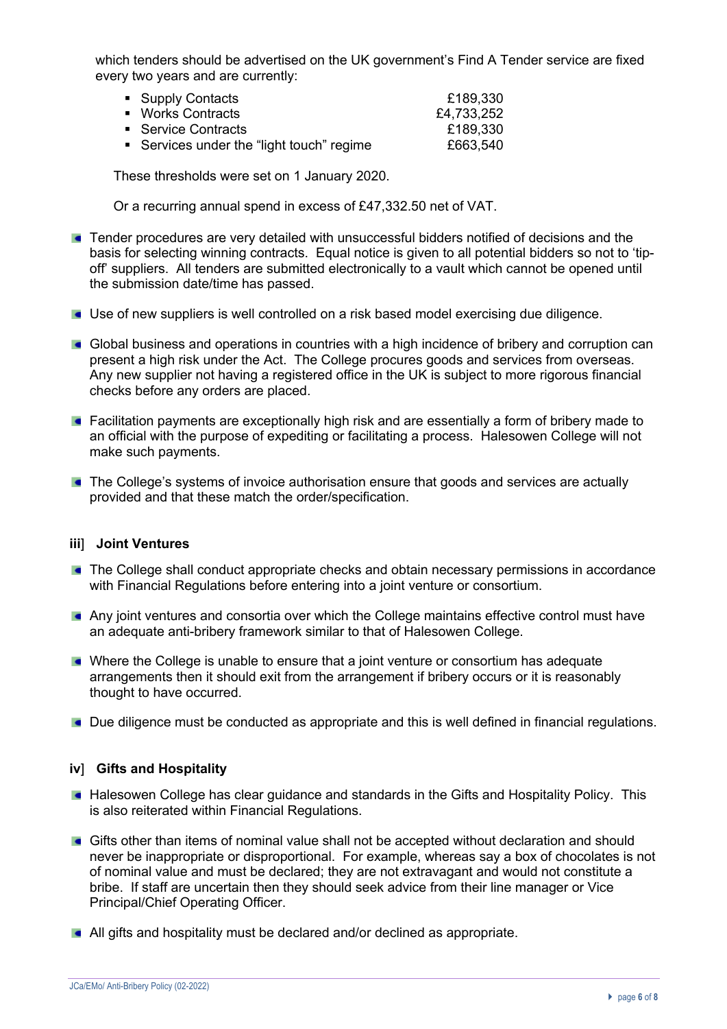which tenders should be advertised on the UK government's Find A Tender service are fixed every two years and are currently:

| | |
|---|---|
| Supply Contacts | £189,330 |
| Works Contracts | £4,733,252 |
| Service Contracts | £189,330 |
| Services under the "light touch" regime | £663,540 |

These thresholds were set on 1 January 2020.

Or a recurring annual spend in excess of £47,332.50 net of VAT.

- Tender procedures are very detailed with unsuccessful bidders notified of decisions and the basis for selecting winning contracts. Equal notice is given to all potential bidders so not to 'tip-off' suppliers. All tenders are submitted electronically to a vault which cannot be opened until the submission date/time has passed.
- Use of new suppliers is well controlled on a risk based model exercising due diligence.
- Global business and operations in countries with a high incidence of bribery and corruption can present a high risk under the Act. The College procures goods and services from overseas. Any new supplier not having a registered office in the UK is subject to more rigorous financial checks before any orders are placed.
- Facilitation payments are exceptionally high risk and are essentially a form of bribery made to an official with the purpose of expediting or facilitating a process. Halesowen College will not make such payments.
- The College's systems of invoice authorisation ensure that goods and services are actually provided and that these match the order/specification.

### iii] Joint Ventures

- The College shall conduct appropriate checks and obtain necessary permissions in accordance with Financial Regulations before entering into a joint venture or consortium.
- Any joint ventures and consortia over which the College maintains effective control must have an adequate anti-bribery framework similar to that of Halesowen College.
- Where the College is unable to ensure that a joint venture or consortium has adequate arrangements then it should exit from the arrangement if bribery occurs or it is reasonably thought to have occurred.
- Due diligence must be conducted as appropriate and this is well defined in financial regulations.

### iv] Gifts and Hospitality

- Halesowen College has clear guidance and standards in the Gifts and Hospitality Policy. This is also reiterated within Financial Regulations.
- Gifts other than items of nominal value shall not be accepted without declaration and should never be inappropriate or disproportional. For example, whereas say a box of chocolates is not of nominal value and must be declared; they are not extravagant and would not constitute a bribe. If staff are uncertain then they should seek advice from their line manager or Vice Principal/Chief Operating Officer.
- All gifts and hospitality must be declared and/or declined as appropriate.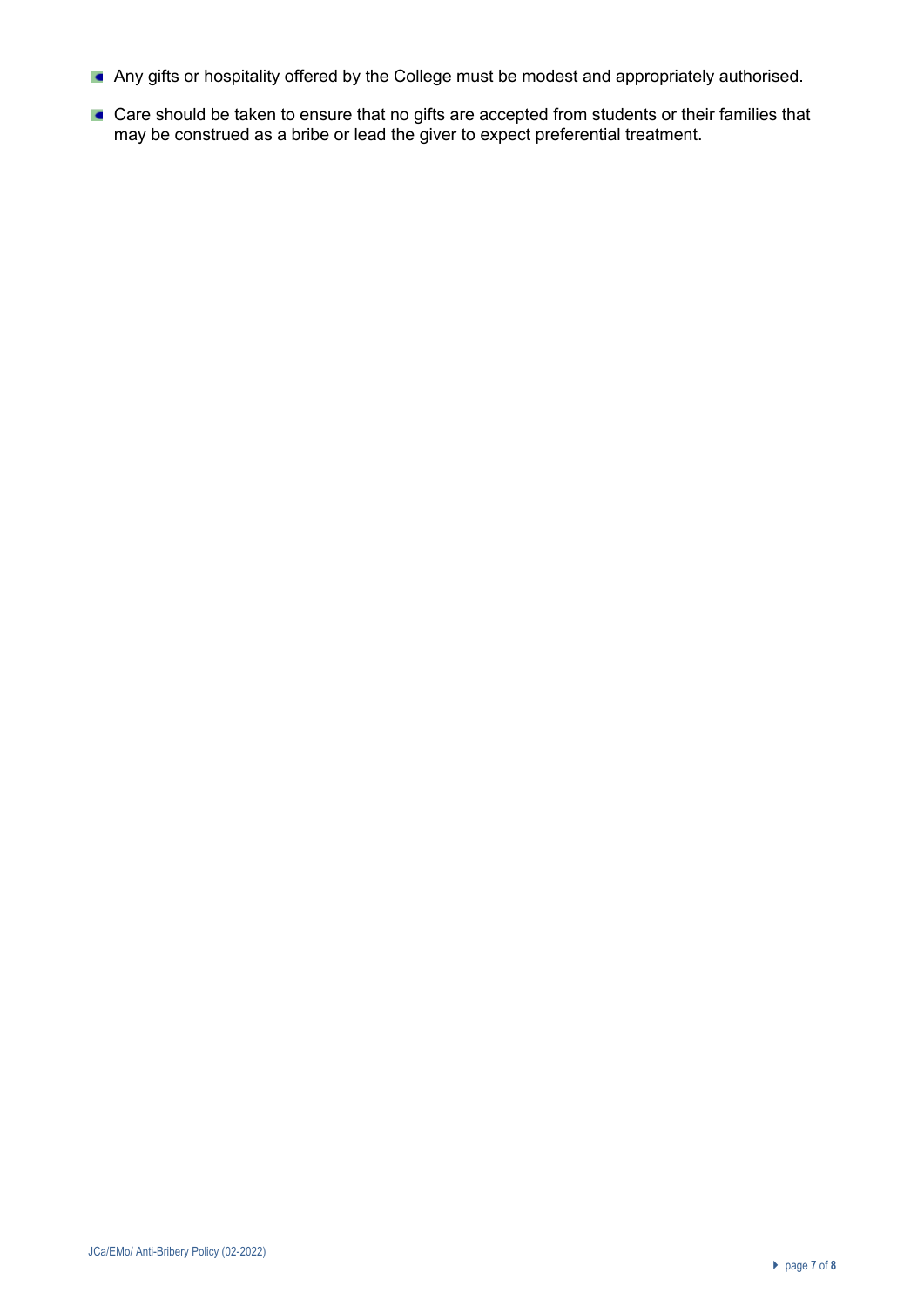- Any gifts or hospitality offered by the College must be modest and appropriately authorised.
- Care should be taken to ensure that no gifts are accepted from students or their families that may be construed as a bribe or lead the giver to expect preferential treatment.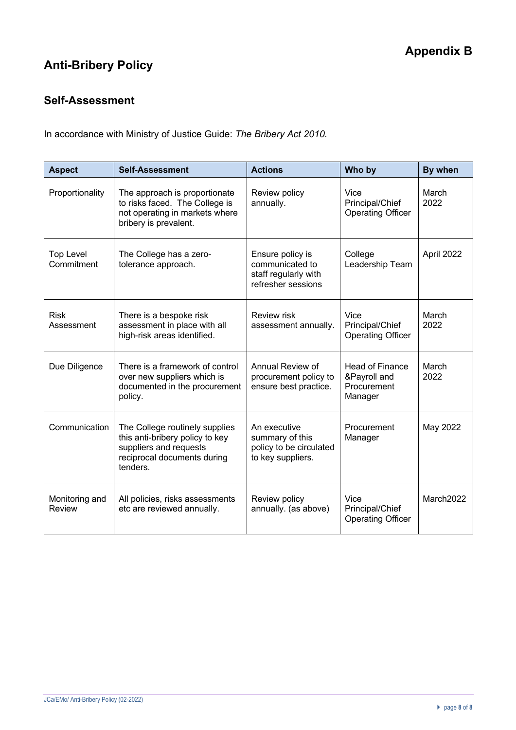# Appendix B

## Anti-Bribery Policy

### Self-Assessment

In accordance with Ministry of Justice Guide: *The Bribery Act 2010.*

| Aspect | Self-Assessment | Actions | Who by | By when |
|---|---|---|---|---|
| Proportionality | The approach is proportionate to risks faced. The College is not operating in markets where bribery is prevalent. | Review policy annually. | Vice Principal/Chief Operating Officer | March 2022 |
| Top Level Commitment | The College has a zero-tolerance approach. | Ensure policy is communicated to staff regularly with refresher sessions | College Leadership Team | April 2022 |
| Risk Assessment | There is a bespoke risk assessment in place with all high-risk areas identified. | Review risk assessment annually. | Vice Principal/Chief Operating Officer | March 2022 |
| Due Diligence | There is a framework of control over new suppliers which is documented in the procurement policy. | Annual Review of procurement policy to ensure best practice. | Head of Finance &Payroll and Procurement Manager | March 2022 |
| Communication | The College routinely supplies this anti-bribery policy to key suppliers and requests reciprocal documents during tenders. | An executive summary of this policy to be circulated to key suppliers. | Procurement Manager | May 2022 |
| Monitoring and Review | All policies, risks assessments etc are reviewed annually. | Review policy annually. (as above) | Vice Principal/Chief Operating Officer | March2022 |